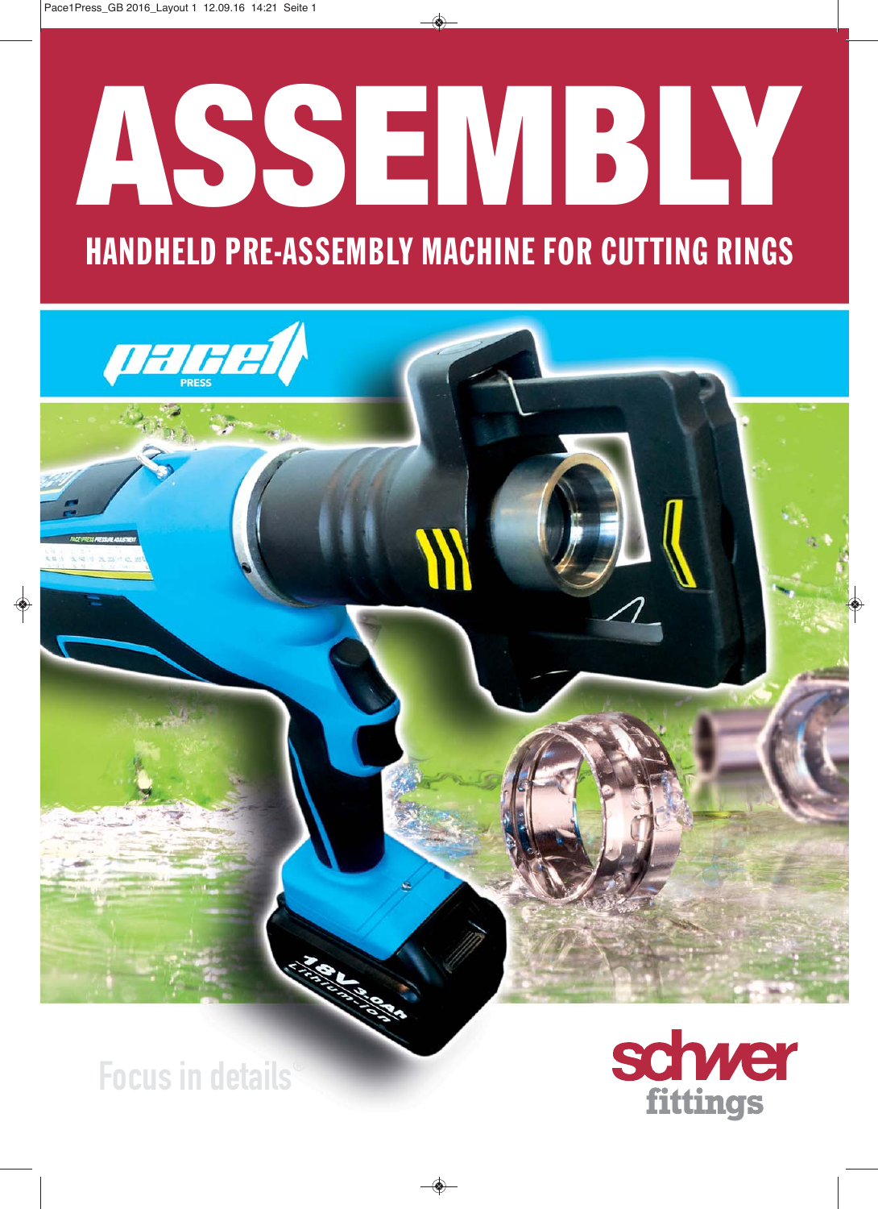# ASSEMBLY

## HANDHELD PRE-ASSEMBLY MACHINE FOR CUTTING RINGS

pace1 PRESS

Focus in details®

schwer fittings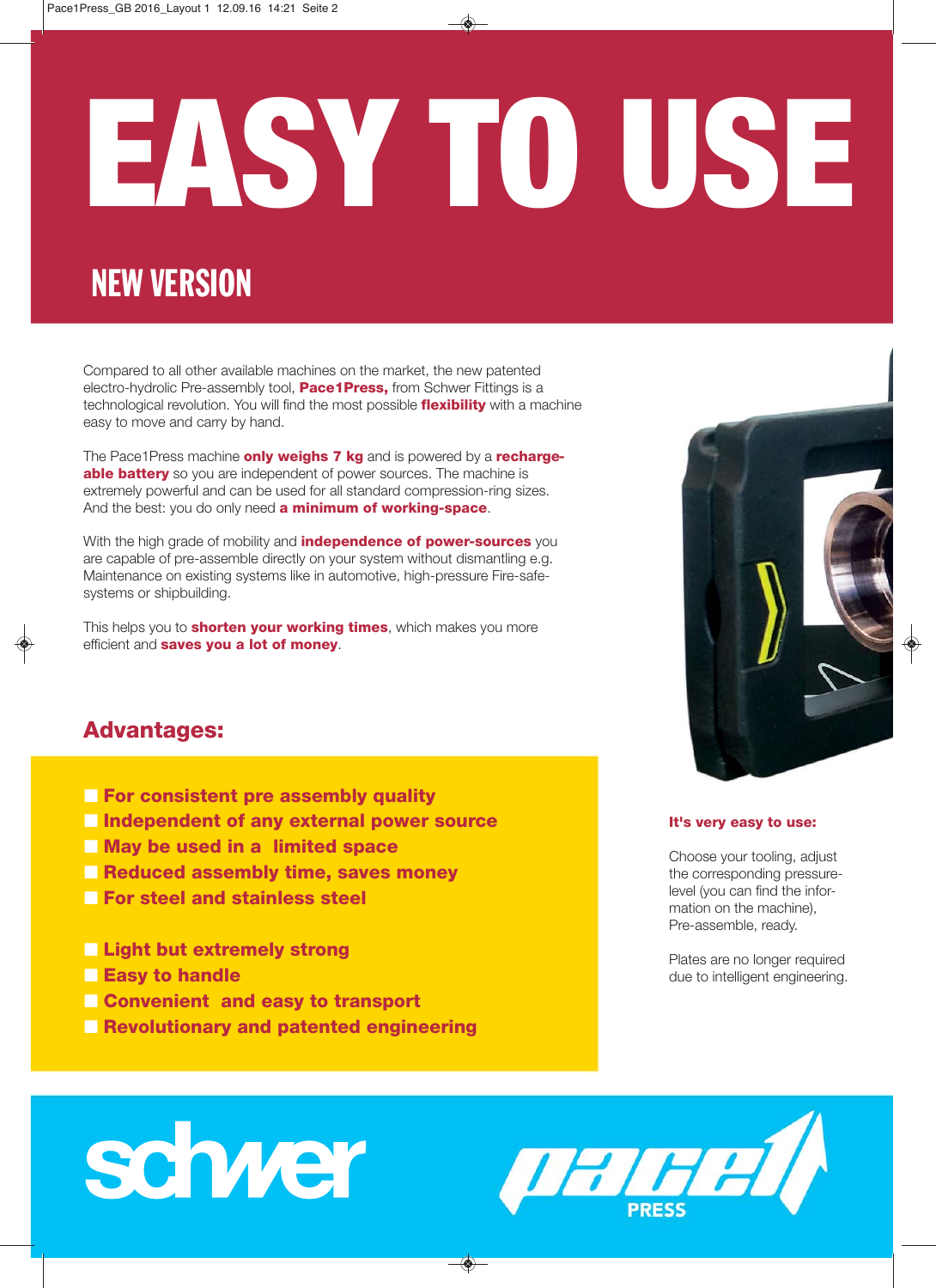# EASY TO USE

## NEW VERSION

Compared to all other available machines on the market, the new patented electro-hydrolic Pre-assembly tool, **Pace1Press,** from Schwer Fittings is a technological revolution. You will find the most possible **flexibility** with a machine easy to move and carry by hand.

The Pace1Press machine **only weighs 7 kg** and is powered by a **recharge-able battery** so you are independent of power sources. The machine is extremely powerful and can be used for all standard compression-ring sizes. And the best: you do only need **a minimum of working-space**.

With the high grade of mobility and **independence of power-sources** you are capable of pre-assemble directly on your system without dismantling e.g. Maintenance on existing systems like in automotive, high-pressure Fire-safe-systems or shipbuilding.

This helps you to **shorten your working times**, which makes you more efficient and **saves you a lot of money**.

## Advantages:

- **For consistent pre assembly quality**
- **Independent of any external power source**
- **May be used in a limited space**
- **Reduced assembly time, saves money**
- **For steel and stainless steel**

- **Light but extremely strong**
- **Easy to handle**
- **Convenient and easy to transport**
- **Revolutionary and patented engineering**

**It's very easy to use:**

Choose your tooling, adjust the corresponding pressure-level (you can find the information on the machine), Pre-assemble, ready.

Plates are no longer required due to intelligent engineering.

schwer

pace1 PRESS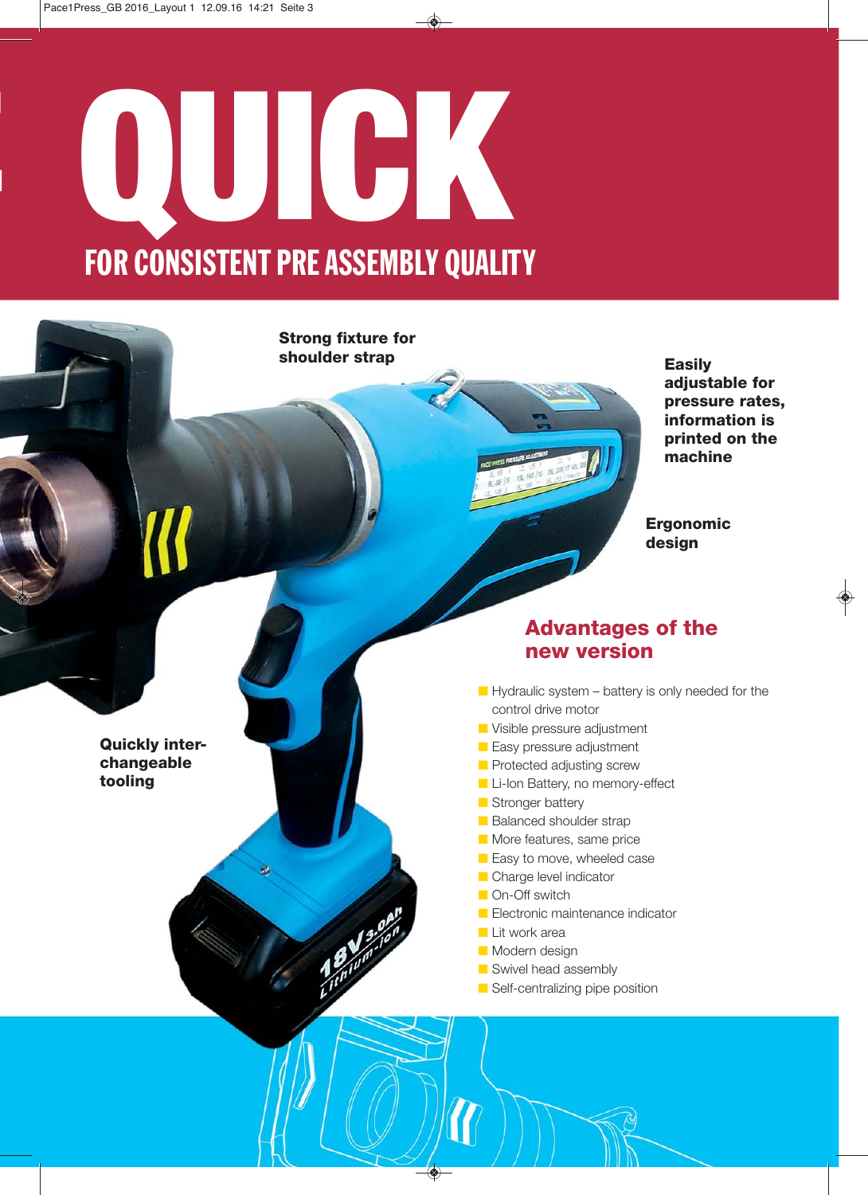# QUICK

## FOR CONSISTENT PRE ASSEMBLY QUALITY

**Strong fixture for shoulder strap**

**Easily adjustable for pressure rates, information is printed on the machine**

**Ergonomic design**

**Quickly inter-changeable tooling**

## Advantages of the new version

- Hydraulic system – battery is only needed for the control drive motor
- Visible pressure adjustment
- Easy pressure adjustment
- Protected adjusting screw
- Li-Ion Battery, no memory-effect
- Stronger battery
- Balanced shoulder strap
- More features, same price
- Easy to move, wheeled case
- Charge level indicator
- On-Off switch
- Electronic maintenance indicator
- Lit work area
- Modern design
- Swivel head assembly
- Self-centralizing pipe position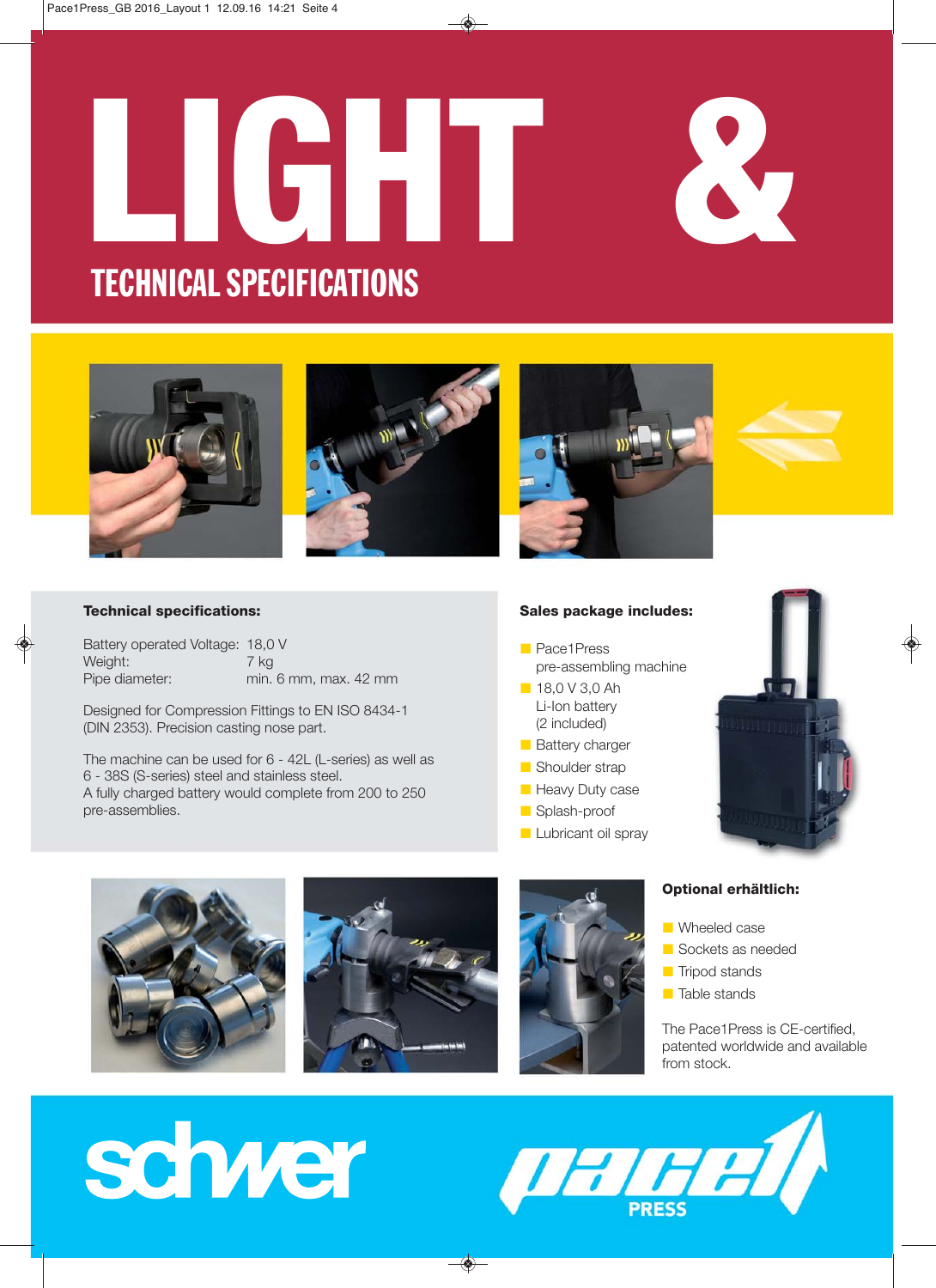# LIGHT &

## TECHNICAL SPECIFICATIONS

**Technical specifications:**

Battery operated Voltage: 18,0 V
Weight: 7 kg
Pipe diameter: min. 6 mm, max. 42 mm

Designed for Compression Fittings to EN ISO 8434-1 (DIN 2353). Precision casting nose part.

The machine can be used for 6 - 42L (L-series) as well as 6 - 38S (S-series) steel and stainless steel.
A fully charged battery would complete from 200 to 250 pre-assemblies.

**Sales package includes:**

- Pace1Press pre-assembling machine
- 18,0 V 3,0 Ah Li-Ion battery (2 included)
- Battery charger
- Shoulder strap
- Heavy Duty case
- Splash-proof
- Lubricant oil spray

**Optional erhältlich:**

- Wheeled case
- Sockets as needed
- Tripod stands
- Table stands

The Pace1Press is CE-certified, patented worldwide and available from stock.

schwer

pace1 PRESS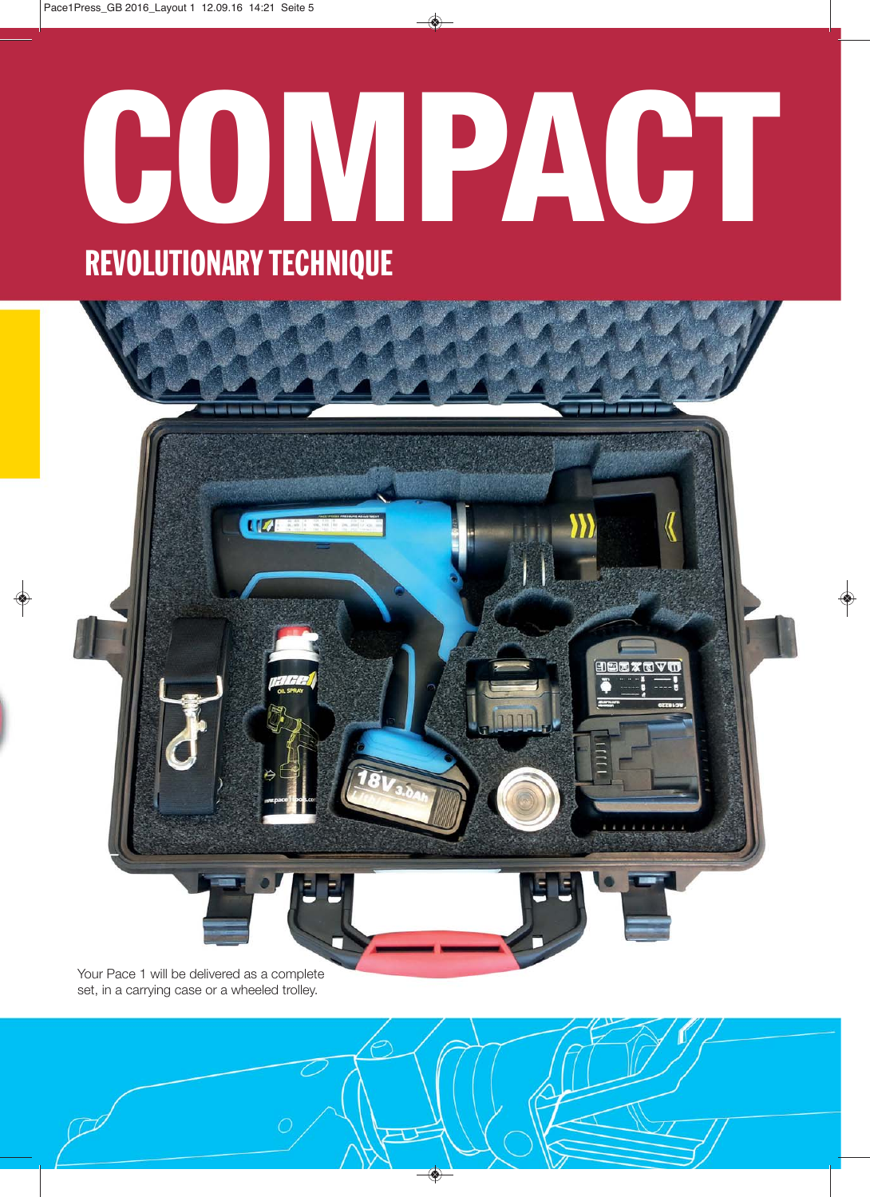# COMPACT

## REVOLUTIONARY TECHNIQUE

Your Pace 1 will be delivered as a complete set, in a carrying case or a wheeled trolley.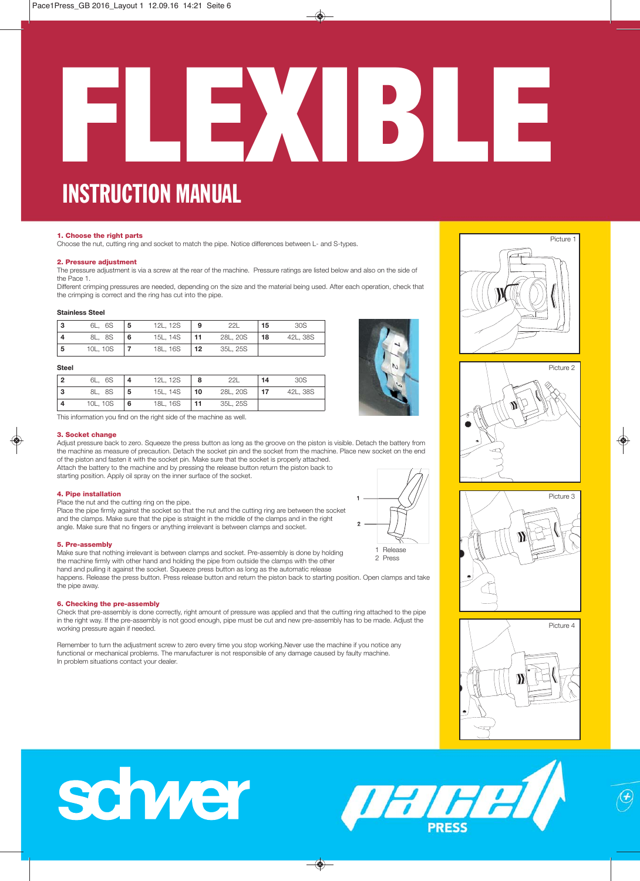# FLEXIBLE

## INSTRUCTION MANUAL

**1. Choose the right parts**

Choose the nut, cutting ring and socket to match the pipe. Notice differences between L- and S-types.

**2. Pressure adjustment**

The pressure adjustment is via a screw at the rear of the machine. Pressure ratings are listed below and also on the side of the Pace 1.

Different crimping pressures are needed, depending on the size and the material being used. After each operation, check that the crimping is correct and the ring has cut into the pipe.

**Stainless Steel**

| | | | | | | | |
|---|---|---|---|---|---|---|---|
| **3** | 6L, 6S | **5** | 12L, 12S | **9** | 22L | **15** | 30S |
| **4** | 8L, 8S | **6** | 15L, 14S | **11** | 28L, 20S | **18** | 42L, 38S |
| **5** | 10L, 10S | **7** | 18L, 16S | **12** | 35L, 25S | | |

**Steel**

| | | | | | | | |
|---|---|---|---|---|---|---|---|
| **2** | 6L, 6S | **4** | 12L, 12S | **8** | 22L | **14** | 30S |
| **3** | 8L, 8S | **5** | 15L, 14S | **10** | 28L, 20S | **17** | 42L, 38S |
| **4** | 10L, 10S | **6** | 18L, 16S | **11** | 35L, 25S | | |

This information you find on the right side of the machine as well.

**3. Socket change**

Adjust pressure back to zero. Squeeze the press button as long as the groove on the piston is visible. Detach the battery from the machine as measure of precaution. Detach the socket pin and the socket from the machine. Place new socket on the end of the piston and fasten it with the socket pin. Make sure that the socket is properly attached.

Attach the battery to the machine and by pressing the release button return the piston back to starting position. Apply oil spray on the inner surface of the socket.

**4. Pipe installation**

Place the nut and the cutting ring on the pipe.

Place the pipe firmly against the socket so that the nut and the cutting ring are between the socket and the clamps. Make sure that the pipe is straight in the middle of the clamps and in the right angle. Make sure that no fingers or anything irrelevant is between clamps and socket.

1 Release
2 Press

**5. Pre-assembly**

Make sure that nothing irrelevant is between clamps and socket. Pre-assembly is done by holding the machine firmly with other hand and holding the pipe from outside the clamps with the other hand and pulling it against the socket. Squeeze press button as long as the automatic release happens. Release the press button. Press release button and return the piston back to starting position. Open clamps and take the pipe away.

**6. Checking the pre-assembly**

Check that pre-assembly is done correctly, right amount of pressure was applied and that the cutting ring attached to the pipe in the right way. If the pre-assembly is not good enough, pipe must be cut and new pre-assembly has to be made. Adjust the working pressure again if needed.

Remember to turn the adjustment screw to zero every time you stop working. Never use the machine if you notice any functional or mechanical problems. The manufacturer is not responsible of any damage caused by faulty machine. In problem situations contact your dealer.

Picture 1

Picture 2

Picture 3

Picture 4

schwer

pace1 PRESS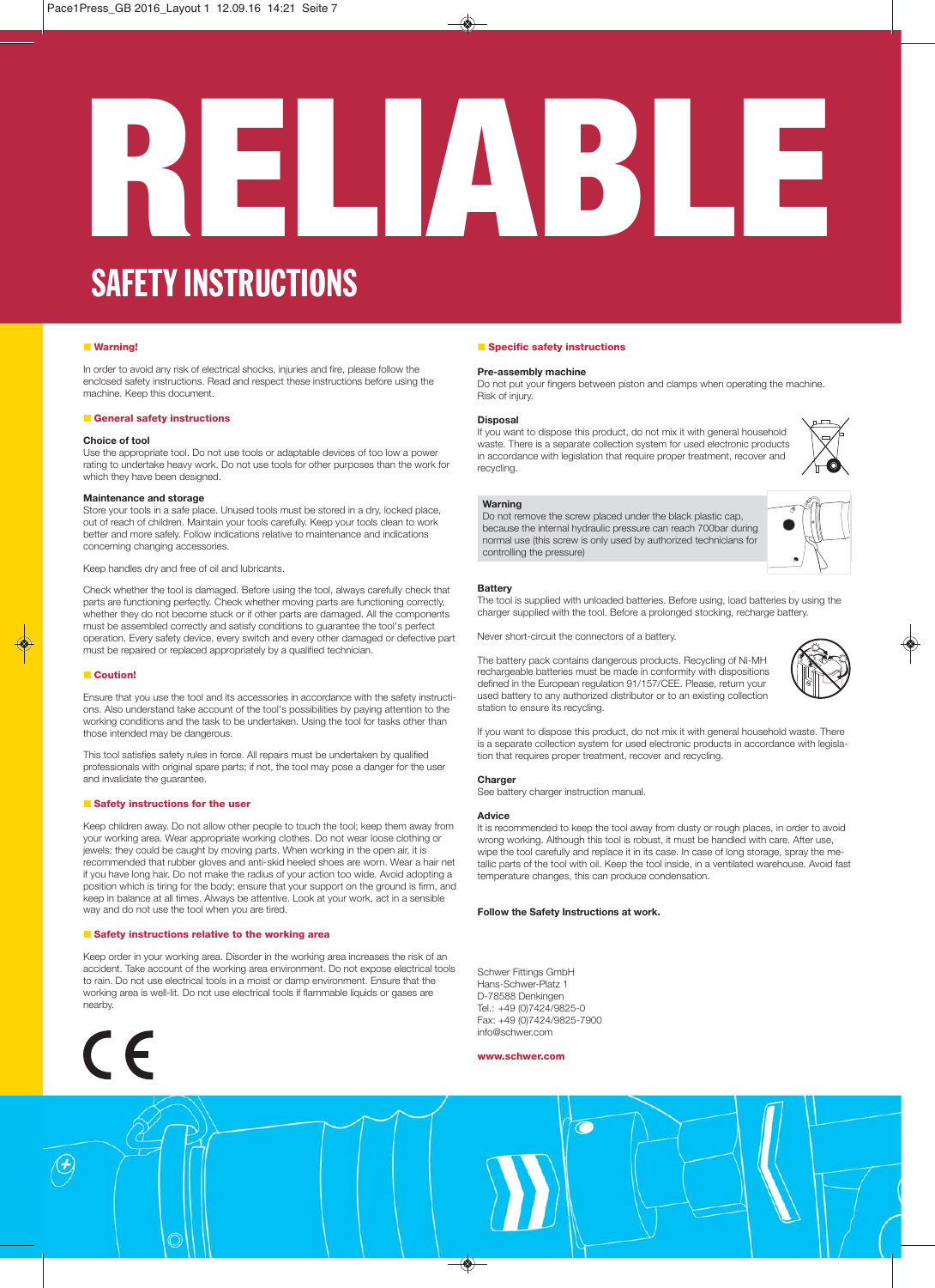# RELIABLE

## SAFETY INSTRUCTIONS

### Warning!

In order to avoid any risk of electrical shocks, injuries and fire, please follow the enclosed safety instructions. Read and respect these instructions before using the machine. Keep this document.

### General safety instructions

**Choice of tool**
Use the appropriate tool. Do not use tools or adaptable devices of too low a power rating to undertake heavy work. Do not use tools for other purposes than the work for which they have been designed.

**Maintenance and storage**
Store your tools in a safe place. Unused tools must be stored in a dry, locked place, out of reach of children. Maintain your tools carefully. Keep your tools clean to work better and more safely. Follow indications relative to maintenance and indications concerning changing accessories.

Keep handles dry and free of oil and lubricants.

Check whether the tool is damaged. Before using the tool, always carefully check that parts are functioning perfectly. Check whether moving parts are functioning correctly, whether they do not become stuck or if other parts are damaged. All the components must be assembled correctly and satisfy conditions to guarantee the tool's perfect operation. Every safety device, every switch and every other damaged or defective part must be repaired or replaced appropriately by a qualified technician.

### Coution!

Ensure that you use the tool and its accessories in accordance with the safety instructions. Also understand take account of the tool's possibilities by paying attention to the working conditions and the task to be undertaken. Using the tool for tasks other than those intended may be dangerous.

This tool satisfies safety rules in force. All repairs must be undertaken by qualified professionals with original spare parts; if not, the tool may pose a danger for the user and invalidate the guarantee.

### Safety instructions for the user

Keep children away. Do not allow other people to touch the tool; keep them away from your working area. Wear appropriate working clothes. Do not wear loose clothing or jewels; they could be caught by moving parts. When working in the open air, it is recommended that rubber gloves and anti-skid heeled shoes are worn. Wear a hair net if you have long hair. Do not make the radius of your action too wide. Avoid adopting a position which is tiring for the body; ensure that your support on the ground is firm, and keep in balance at all times. Always be attentive. Look at your work, act in a sensible way and do not use the tool when you are tired.

### Safety instructions relative to the working area

Keep order in your working area. Disorder in the working area increases the risk of an accident. Take account of the working area environment. Do not expose electrical tools to rain. Do not use electrical tools in a moist or damp environment. Ensure that the working area is well-lit. Do not use electrical tools if flammable liquids or gases are nearby.

CE

### Specific safety instructions

**Pre-assembly machine**
Do not put your fingers between piston and clamps when operating the machine. Risk of injury.

**Disposal**
If you want to dispose this product, do not mix it with general household waste. There is a separate collection system for used electronic products in accordance with legislation that require proper treatment, recover and recycling.

**Warning**
Do not remove the screw placed under the black plastic cap, because the internal hydraulic pressure can reach 700bar during normal use (this screw is only used by authorized technicians for controlling the pressure)

**Battery**
The tool is supplied with unloaded batteries. Before using, load batteries by using the charger supplied with the tool. Before a prolonged stocking, recharge battery.

Never short-circuit the connectors of a battery.

The battery pack contains dangerous products. Recycling of Ni-MH rechargeable batteries must be made in conformity with dispositions defined in the European regulation 91/157/CEE. Please, return your used battery to any authorized distributor or to an existing collection station to ensure its recycling.

If you want to dispose this product, do not mix it with general household waste. There is a separate collection system for used electronic products in accordance with legislation that requires proper treatment, recover and recycling.

**Charger**
See battery charger instruction manual.

**Advice**
It is recommended to keep the tool away from dusty or rough places, in order to avoid wrong working. Although this tool is robust, it must be handled with care. After use, wipe the tool carefully and replace it in its case. In case of long storage, spray the metallic parts of the tool with oil. Keep the tool inside, in a ventilated warehouse. Avoid fast temperature changes, this can produce condensation.

**Follow the Safety Instructions at work.**

Schwer Fittings GmbH
Hans-Schwer-Platz 1
D-78588 Denkingen
Tel.: +49 (0)7424/9825-0
Fax: +49 (0)7424/9825-7900
info@schwer.com

**www.schwer.com**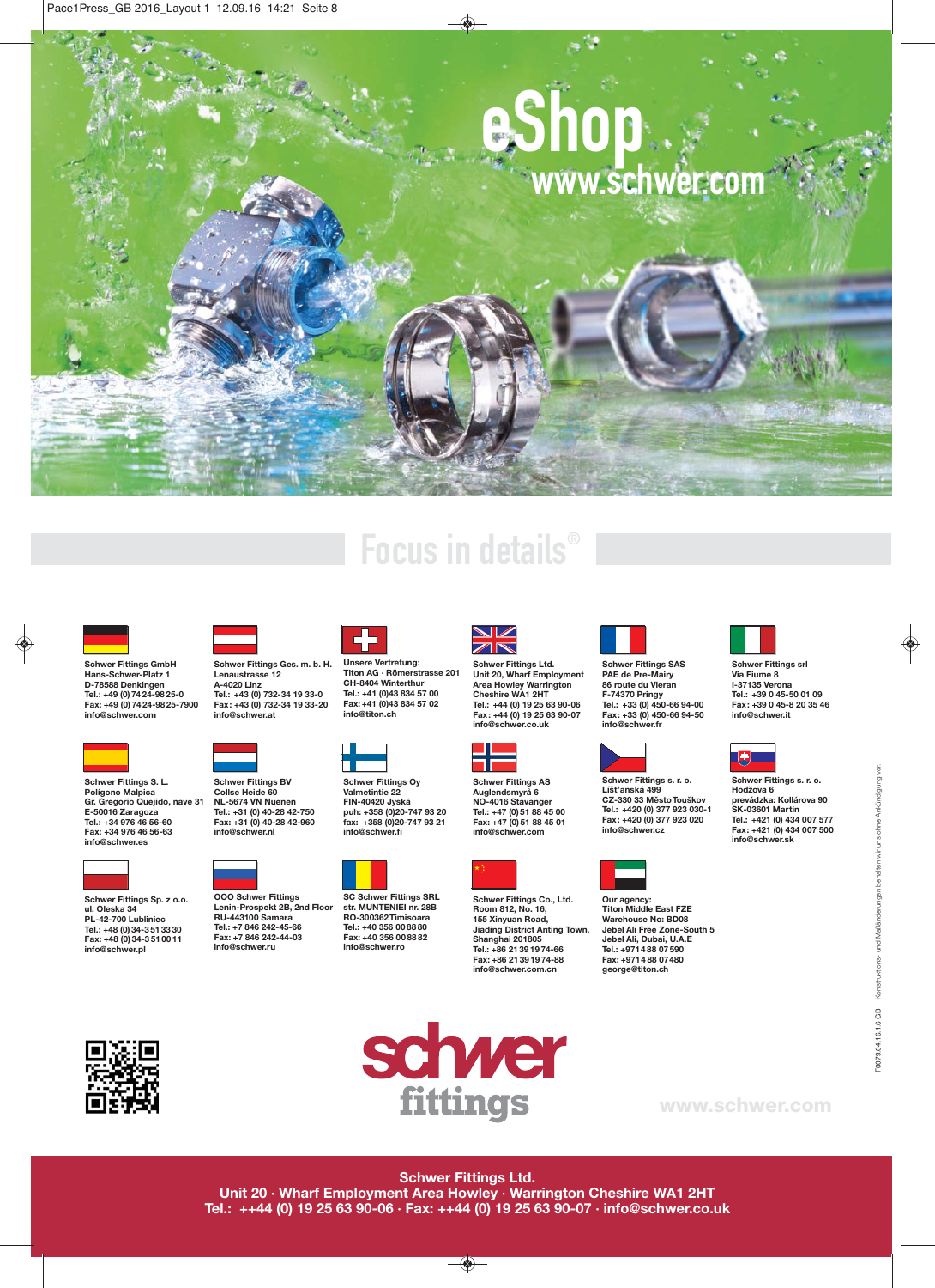# eShop
## www.schwer.com

## Focus in details®

Schwer Fittings GmbH
Hans-Schwer-Platz 1
D-78588 Denkingen
Tel.: +49 (0) 74 24-98 25-0
Fax: +49 (0) 74 24-98 25-7900
info@schwer.com

Schwer Fittings Ges. m. b. H.
Lenaustrasse 12
A-4020 Linz
Tel.: +43 (0) 732-34 19 33-0
Fax: +43 (0) 732-34 19 33-20
info@schwer.at

Unsere Vertretung:
Titon AG · Römerstrasse 201
CH-8404 Winterthur
Tel.: +41 (0)43 834 57 00
Fax: +41 (0)43 834 57 02
info@titon.ch

Schwer Fittings Ltd.
Unit 20, Wharf Employment
Area Howley Warrington
Cheshire WA1 2HT
Tel.: +44 (0) 19 25 63 90-06
Fax: +44 (0) 19 25 63 90-07
info@schwer.co.uk

Schwer Fittings SAS
PAE de Pre-Mairy
86 route du Vieran
F-74370 Pringy
Tel.: +33 (0) 450-66 94-00
Fax: +33 (0) 450-66 94-50
info@schwer.fr

Schwer Fittings srl
Via Fiume 8
I-37135 Verona
Tel.: +39 0 45-50 01 09
Fax: +39 0 45-8 20 35 46
info@schwer.it

Schwer Fittings S. L.
Polígono Malpica
Gr. Gregorio Quejido, nave 31
E-50016 Zaragoza
Tel.: +34 976 46 56-60
Fax: +34 976 46 56-63
info@schwer.es

Schwer Fittings BV
Collse Heide 60
NL-5674 VN Nuenen
Tel.: +31 (0) 40-28 42-750
Fax: +31 (0) 40-28 42-960
info@schwer.nl

Schwer Fittings Oy
Valmetintie 22
FIN-40420 Jyskä
puh: +358 (0)20-747 93 20
fax: +358 (0)20-747 93 21
info@schwer.fi

Schwer Fittings AS
Auglendsmyrå 6
NO-4016 Stavanger
Tel.: +47 (0) 51 88 45 00
Fax: +47 (0) 51 88 45 01
info@schwer.com

Schwer Fittings s. r. o.
Lišťanská 499
CZ-330 33 Město Touškov
Tel.: +420 (0) 377 923 030-1
Fax: +420 (0) 377 923 020
info@schwer.cz

Schwer Fittings s. r. o.
Hodžova 6
prevádzka: Kollárova 90
SK-03601 Martin
Tel.: +421 (0) 434 007 577
Fax: +421 (0) 434 007 500
info@schwer.sk

Schwer Fittings Sp. z o.o.
ul. Oleska 34
PL-42-700 Lubliniec
Tel.: +48 (0) 34-3 51 33 30
Fax: +48 (0) 34-3 51 00 11
info@schwer.pl

OOO Schwer Fittings
Lenin-Prospekt 2B, 2nd Floor
RU-443100 Samara
Tel.: +7 846 242-45-66
Fax: +7 846 242-44-03
info@schwer.ru

SC Schwer Fittings SRL
str. MUNTENIEI nr. 28B
RO-300362 Timisoara
Tel.: +40 356 00 88 80
Fax: +40 356 00 88 82
info@schwer.ro

Schwer Fittings Co., Ltd.
Room 812, No. 16,
155 Xinyuan Road,
Jiading District Anting Town,
Shanghai 201805
Tel.: +86 21 39 19 74-66
Fax: +86 21 39 19 74-88
info@schwer.com.cn

Our agency:
Titon Middle East FZE
Warehouse No: BD08
Jebel Ali Free Zone-South 5
Jebel Ali, Dubai, U.A.E
Tel.: +971 4 88 07 590
Fax: +971 4 88 07 480
george@titon.ch

Konstruktions- und Maßänderungen behalten wir uns ohne Ankündigung vor.

F0079.04.16.1.6 GB

schwer fittings

www.schwer.com

**Schwer Fittings Ltd.**
**Unit 20 · Wharf Employment Area Howley · Warrington Cheshire WA1 2HT**
**Tel.: ++44 (0) 19 25 63 90-06 · Fax: ++44 (0) 19 25 63 90-07 · info@schwer.co.uk**